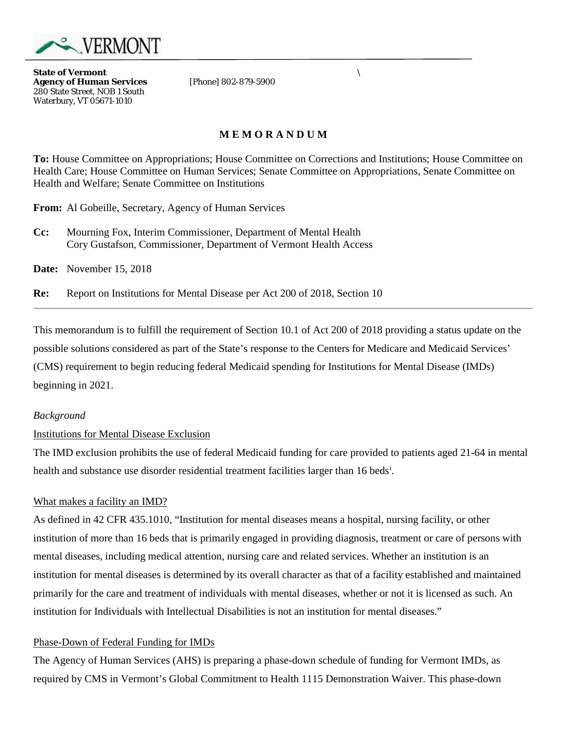VERMONT

**State of Vermont**
**Agency of Human Services**
280 State Street, NOB 1 South
Waterbury, VT 05671-1010

[Phone] 802-879-5900

**M E M O R A N D U M**

**To:** House Committee on Appropriations; House Committee on Corrections and Institutions; House Committee on Health Care; House Committee on Human Services; Senate Committee on Appropriations, Senate Committee on Health and Welfare; Senate Committee on Institutions

**From:** Al Gobeille, Secretary, Agency of Human Services

**Cc:** Mourning Fox, Interim Commissioner, Department of Mental Health
Cory Gustafson, Commissioner, Department of Vermont Health Access

**Date:** November 15, 2018

**Re:** Report on Institutions for Mental Disease per Act 200 of 2018, Section 10

---

This memorandum is to fulfill the requirement of Section 10.1 of Act 200 of 2018 providing a status update on the possible solutions considered as part of the State's response to the Centers for Medicare and Medicaid Services' (CMS) requirement to begin reducing federal Medicaid spending for Institutions for Mental Disease (IMDs) beginning in 2021.

*Background*

Institutions for Mental Disease Exclusion

The IMD exclusion prohibits the use of federal Medicaid funding for care provided to patients aged 21-64 in mental health and substance use disorder residential treatment facilities larger than 16 beds[i].

What makes a facility an IMD?

As defined in 42 CFR 435.1010, "Institution for mental diseases means a hospital, nursing facility, or other institution of more than 16 beds that is primarily engaged in providing diagnosis, treatment or care of persons with mental diseases, including medical attention, nursing care and related services. Whether an institution is an institution for mental diseases is determined by its overall character as that of a facility established and maintained primarily for the care and treatment of individuals with mental diseases, whether or not it is licensed as such. An institution for Individuals with Intellectual Disabilities is not an institution for mental diseases."

Phase-Down of Federal Funding for IMDs

The Agency of Human Services (AHS) is preparing a phase-down schedule of funding for Vermont IMDs, as required by CMS in Vermont's Global Commitment to Health 1115 Demonstration Waiver. This phase-down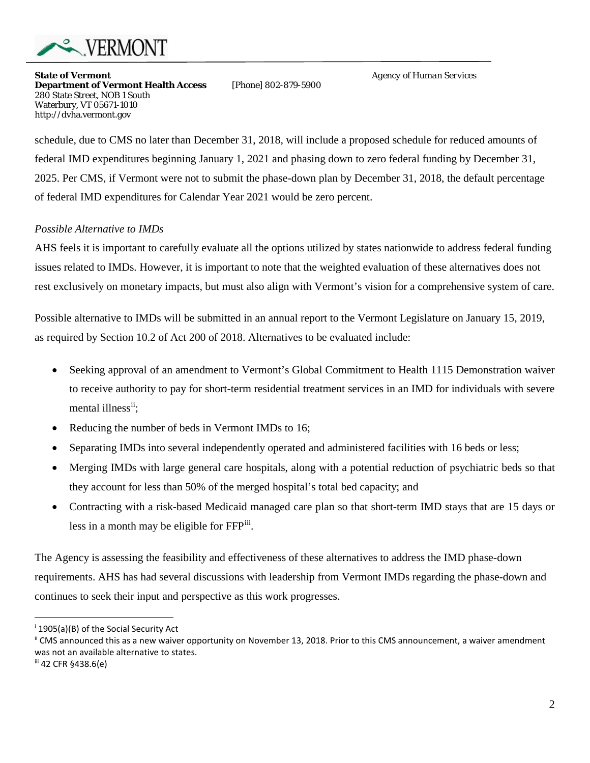schedule, due to CMS no later than December 31, 2018, will include a proposed schedule for reduced amounts of federal IMD expenditures beginning January 1, 2021 and phasing down to zero federal funding by December 31, 2025. Per CMS, if Vermont were not to submit the phase-down plan by December 31, 2018, the default percentage of federal IMD expenditures for Calendar Year 2021 would be zero percent.

*Possible Alternative to IMDs*

AHS feels it is important to carefully evaluate all the options utilized by states nationwide to address federal funding issues related to IMDs. However, it is important to note that the weighted evaluation of these alternatives does not rest exclusively on monetary impacts, but must also align with Vermont's vision for a comprehensive system of care.

Possible alternative to IMDs will be submitted in an annual report to the Vermont Legislature on January 15, 2019, as required by Section 10.2 of Act 200 of 2018. Alternatives to be evaluated include:

- Seeking approval of an amendment to Vermont's Global Commitment to Health 1115 Demonstration waiver to receive authority to pay for short-term residential treatment services in an IMD for individuals with severe mental illness[ii];
- Reducing the number of beds in Vermont IMDs to 16;
- Separating IMDs into several independently operated and administered facilities with 16 beds or less;
- Merging IMDs with large general care hospitals, along with a potential reduction of psychiatric beds so that they account for less than 50% of the merged hospital's total bed capacity; and
- Contracting with a risk-based Medicaid managed care plan so that short-term IMD stays that are 15 days or less in a month may be eligible for FFP[iii].

The Agency is assessing the feasibility and effectiveness of these alternatives to address the IMD phase-down requirements. AHS has had several discussions with leadership from Vermont IMDs regarding the phase-down and continues to seek their input and perspective as this work progresses.

---

[i] 1905(a)(B) of the Social Security Act

[ii] CMS announced this as a new waiver opportunity on November 13, 2018. Prior to this CMS announcement, a waiver amendment was not an available alternative to states.

[iii] 42 CFR §438.6(e)